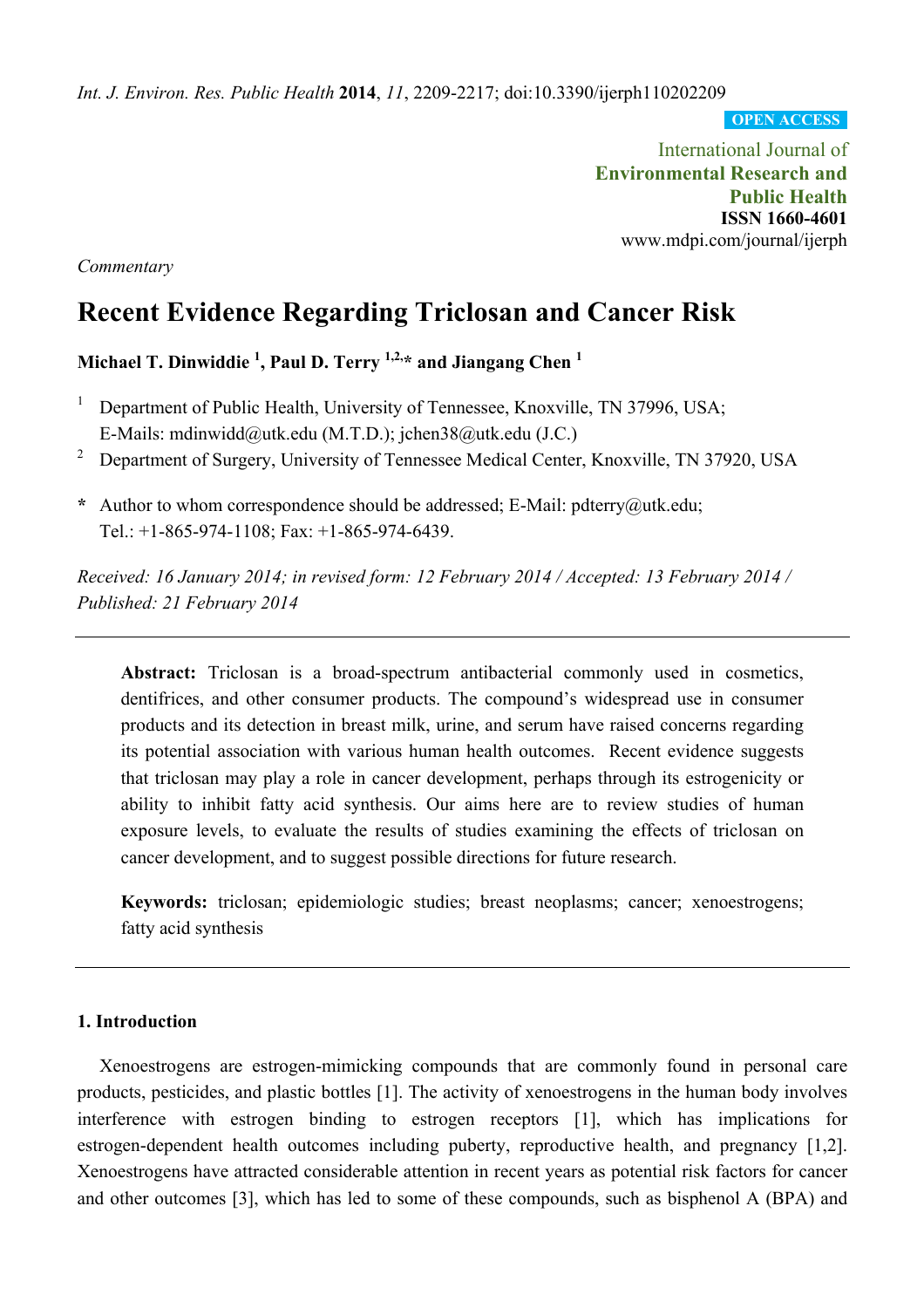*Int. J. Environ. Res. Public Health* **2014**, *11*, 2209-2217; doi:10.3390/ijerph110202209

**OPEN ACCESS**

International Journal of
**Environmental Research and Public Health**
**ISSN 1660-4601**
www.mdpi.com/journal/ijerph

*Commentary*

# Recent Evidence Regarding Triclosan and Cancer Risk

**Michael T. Dinwiddie [1], Paul D. Terry [1,2,*] and Jiangang Chen [1]**

[1] Department of Public Health, University of Tennessee, Knoxville, TN 37996, USA; E-Mails: mdinwidd@utk.edu (M.T.D.); jchen38@utk.edu (J.C.)

[2] Department of Surgery, University of Tennessee Medical Center, Knoxville, TN 37920, USA

**\*** Author to whom correspondence should be addressed; E-Mail: pdterry@utk.edu; Tel.: +1-865-974-1108; Fax: +1-865-974-6439.

*Received: 16 January 2014; in revised form: 12 February 2014 / Accepted: 13 February 2014 / Published: 21 February 2014*

---

**Abstract:** Triclosan is a broad-spectrum antibacterial commonly used in cosmetics, dentifrices, and other consumer products. The compound's widespread use in consumer products and its detection in breast milk, urine, and serum have raised concerns regarding its potential association with various human health outcomes. Recent evidence suggests that triclosan may play a role in cancer development, perhaps through its estrogenicity or ability to inhibit fatty acid synthesis. Our aims here are to review studies of human exposure levels, to evaluate the results of studies examining the effects of triclosan on cancer development, and to suggest possible directions for future research.

**Keywords:** triclosan; epidemiologic studies; breast neoplasms; cancer; xenoestrogens; fatty acid synthesis

---

## 1. Introduction

Xenoestrogens are estrogen-mimicking compounds that are commonly found in personal care products, pesticides, and plastic bottles [1]. The activity of xenoestrogens in the human body involves interference with estrogen binding to estrogen receptors [1], which has implications for estrogen-dependent health outcomes including puberty, reproductive health, and pregnancy [1,2]. Xenoestrogens have attracted considerable attention in recent years as potential risk factors for cancer and other outcomes [3], which has led to some of these compounds, such as bisphenol A (BPA) and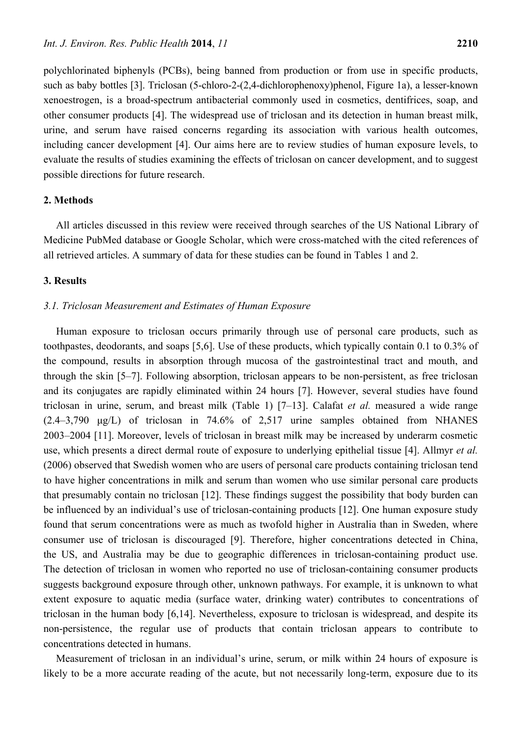polychlorinated biphenyls (PCBs), being banned from production or from use in specific products, such as baby bottles [3]. Triclosan (5-chloro-2-(2,4-dichlorophenoxy)phenol, Figure 1a), a lesser-known xenoestrogen, is a broad-spectrum antibacterial commonly used in cosmetics, dentifrices, soap, and other consumer products [4]. The widespread use of triclosan and its detection in human breast milk, urine, and serum have raised concerns regarding its association with various health outcomes, including cancer development [4]. Our aims here are to review studies of human exposure levels, to evaluate the results of studies examining the effects of triclosan on cancer development, and to suggest possible directions for future research.

## 2. Methods

All articles discussed in this review were received through searches of the US National Library of Medicine PubMed database or Google Scholar, which were cross-matched with the cited references of all retrieved articles. A summary of data for these studies can be found in Tables 1 and 2.

## 3. Results

### *3.1. Triclosan Measurement and Estimates of Human Exposure*

Human exposure to triclosan occurs primarily through use of personal care products, such as toothpastes, deodorants, and soaps [5,6]. Use of these products, which typically contain 0.1 to 0.3% of the compound, results in absorption through mucosa of the gastrointestinal tract and mouth, and through the skin [5–7]. Following absorption, triclosan appears to be non-persistent, as free triclosan and its conjugates are rapidly eliminated within 24 hours [7]. However, several studies have found triclosan in urine, serum, and breast milk (Table 1) [7–13]. Calafat *et al.* measured a wide range (2.4–3,790 μg/L) of triclosan in 74.6% of 2,517 urine samples obtained from NHANES 2003–2004 [11]. Moreover, levels of triclosan in breast milk may be increased by underarm cosmetic use, which presents a direct dermal route of exposure to underlying epithelial tissue [4]. Allmyr *et al.* (2006) observed that Swedish women who are users of personal care products containing triclosan tend to have higher concentrations in milk and serum than women who use similar personal care products that presumably contain no triclosan [12]. These findings suggest the possibility that body burden can be influenced by an individual's use of triclosan-containing products [12]. One human exposure study found that serum concentrations were as much as twofold higher in Australia than in Sweden, where consumer use of triclosan is discouraged [9]. Therefore, higher concentrations detected in China, the US, and Australia may be due to geographic differences in triclosan-containing product use. The detection of triclosan in women who reported no use of triclosan-containing consumer products suggests background exposure through other, unknown pathways. For example, it is unknown to what extent exposure to aquatic media (surface water, drinking water) contributes to concentrations of triclosan in the human body [6,14]. Nevertheless, exposure to triclosan is widespread, and despite its non-persistence, the regular use of products that contain triclosan appears to contribute to concentrations detected in humans.

Measurement of triclosan in an individual's urine, serum, or milk within 24 hours of exposure is likely to be a more accurate reading of the acute, but not necessarily long-term, exposure due to its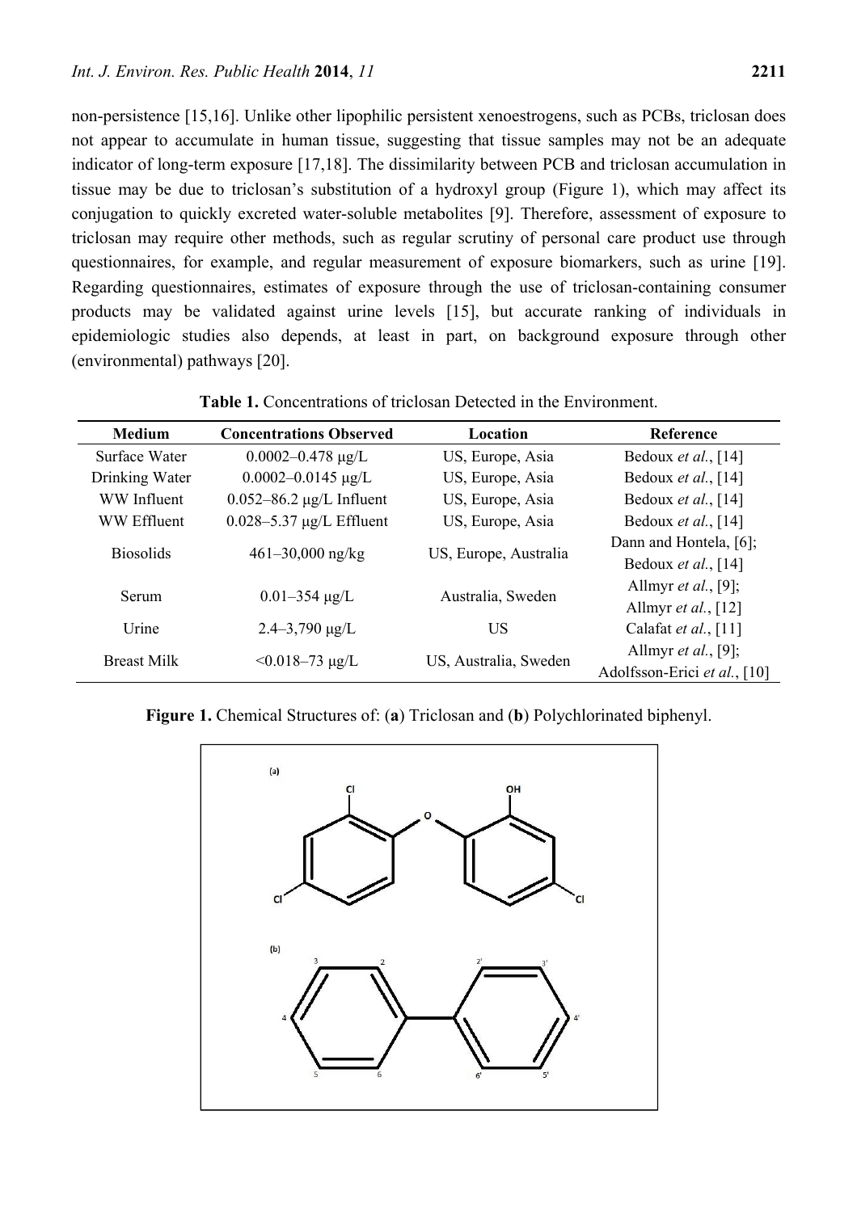non-persistence [15,16]. Unlike other lipophilic persistent xenoestrogens, such as PCBs, triclosan does not appear to accumulate in human tissue, suggesting that tissue samples may not be an adequate indicator of long-term exposure [17,18]. The dissimilarity between PCB and triclosan accumulation in tissue may be due to triclosan's substitution of a hydroxyl group (Figure 1), which may affect its conjugation to quickly excreted water-soluble metabolites [9]. Therefore, assessment of exposure to triclosan may require other methods, such as regular scrutiny of personal care product use through questionnaires, for example, and regular measurement of exposure biomarkers, such as urine [19]. Regarding questionnaires, estimates of exposure through the use of triclosan-containing consumer products may be validated against urine levels [15], but accurate ranking of individuals in epidemiologic studies also depends, at least in part, on background exposure through other (environmental) pathways [20].

**Table 1.** Concentrations of triclosan Detected in the Environment.

| Medium | Concentrations Observed | Location | Reference |
|---|---|---|---|
| Surface Water | 0.0002–0.478 μg/L | US, Europe, Asia | Bedoux *et al.*, [14] |
| Drinking Water | 0.0002–0.0145 μg/L | US, Europe, Asia | Bedoux *et al.*, [14] |
| WW Influent | 0.052–86.2 μg/L Influent | US, Europe, Asia | Bedoux *et al.*, [14] |
| WW Effluent | 0.028–5.37 μg/L Effluent | US, Europe, Asia | Bedoux *et al.*, [14] |
| Biosolids | 461–30,000 ng/kg | US, Europe, Australia | Dann and Hontela, [6]; Bedoux *et al.*, [14] |
| Serum | 0.01–354 μg/L | Australia, Sweden | Allmyr *et al.*, [9]; Allmyr *et al.*, [12] |
| Urine | 2.4–3,790 μg/L | US | Calafat *et al.*, [11] |
| Breast Milk | <0.018–73 μg/L | US, Australia, Sweden | Allmyr *et al.*, [9]; Adolfsson-Erici *et al.*, [10] |

**Figure 1.** Chemical Structures of: (**a**) Triclosan and (**b**) Polychlorinated biphenyl.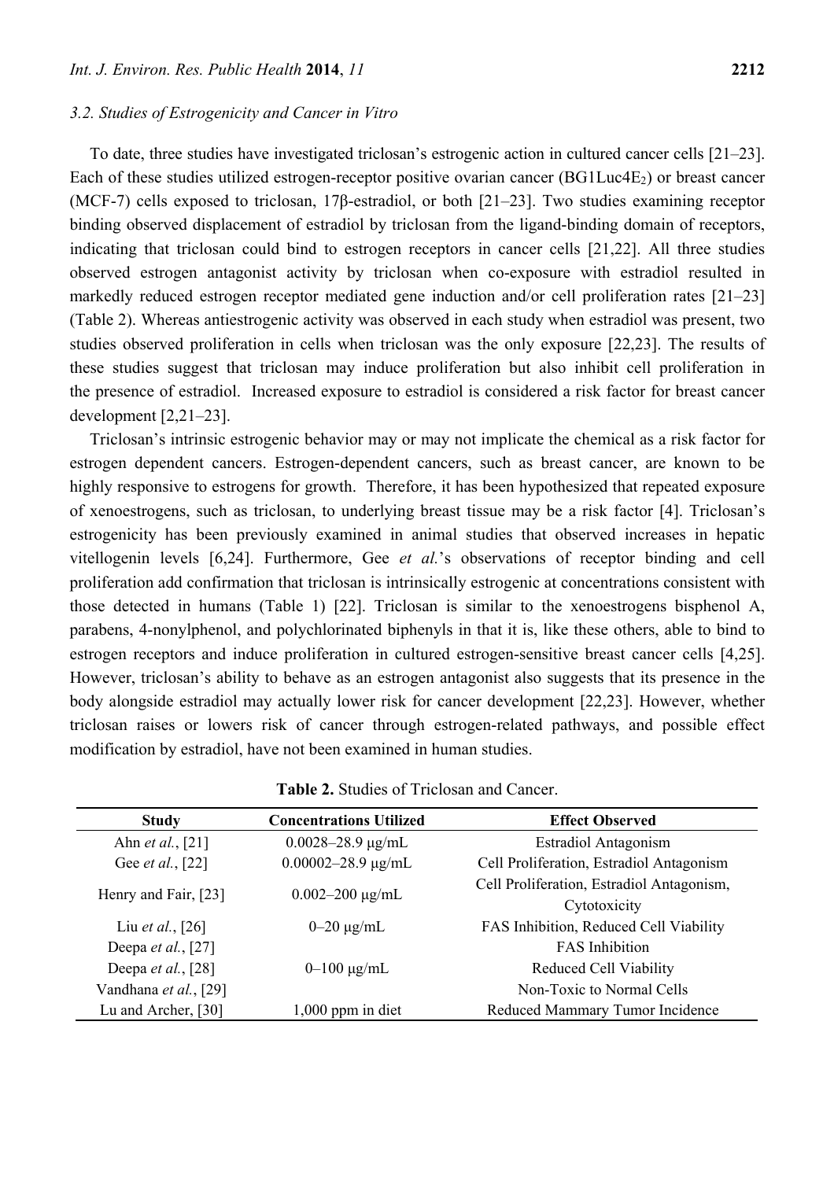### 3.2. Studies of Estrogenicity and Cancer in Vitro

To date, three studies have investigated triclosan's estrogenic action in cultured cancer cells [21–23]. Each of these studies utilized estrogen-receptor positive ovarian cancer ($BG1Luc4E_2$) or breast cancer (MCF-7) cells exposed to triclosan, 17β-estradiol, or both [21–23]. Two studies examining receptor binding observed displacement of estradiol by triclosan from the ligand-binding domain of receptors, indicating that triclosan could bind to estrogen receptors in cancer cells [21,22]. All three studies observed estrogen antagonist activity by triclosan when co-exposure with estradiol resulted in markedly reduced estrogen receptor mediated gene induction and/or cell proliferation rates [21–23] (Table 2). Whereas antiestrogenic activity was observed in each study when estradiol was present, two studies observed proliferation in cells when triclosan was the only exposure [22,23]. The results of these studies suggest that triclosan may induce proliferation but also inhibit cell proliferation in the presence of estradiol. Increased exposure to estradiol is considered a risk factor for breast cancer development [2,21–23].

Triclosan's intrinsic estrogenic behavior may or may not implicate the chemical as a risk factor for estrogen dependent cancers. Estrogen-dependent cancers, such as breast cancer, are known to be highly responsive to estrogens for growth. Therefore, it has been hypothesized that repeated exposure of xenoestrogens, such as triclosan, to underlying breast tissue may be a risk factor [4]. Triclosan's estrogenicity has been previously examined in animal studies that observed increases in hepatic vitellogenin levels [6,24]. Furthermore, Gee *et al.*'s observations of receptor binding and cell proliferation add confirmation that triclosan is intrinsically estrogenic at concentrations consistent with those detected in humans (Table 1) [22]. Triclosan is similar to the xenoestrogens bisphenol A, parabens, 4-nonylphenol, and polychlorinated biphenyls in that it is, like these others, able to bind to estrogen receptors and induce proliferation in cultured estrogen-sensitive breast cancer cells [4,25]. However, triclosan's ability to behave as an estrogen antagonist also suggests that its presence in the body alongside estradiol may actually lower risk for cancer development [22,23]. However, whether triclosan raises or lowers risk of cancer through estrogen-related pathways, and possible effect modification by estradiol, have not been examined in human studies.

**Table 2.** Studies of Triclosan and Cancer.

| Study | Concentrations Utilized | Effect Observed |
|---|---|---|
| Ahn *et al.*, [21] | 0.0028–28.9 μg/mL | Estradiol Antagonism |
| Gee *et al.*, [22] | 0.00002–28.9 μg/mL | Cell Proliferation, Estradiol Antagonism |
| Henry and Fair, [23] | 0.002–200 μg/mL | Cell Proliferation, Estradiol Antagonism, Cytotoxicity |
| Liu *et al.*, [26] | 0–20 μg/mL | FAS Inhibition, Reduced Cell Viability |
| Deepa *et al.*, [27] | | FAS Inhibition |
| Deepa *et al.*, [28] | 0–100 μg/mL | Reduced Cell Viability |
| Vandhana *et al.*, [29] | | Non-Toxic to Normal Cells |
| Lu and Archer, [30] | 1,000 ppm in diet | Reduced Mammary Tumor Incidence |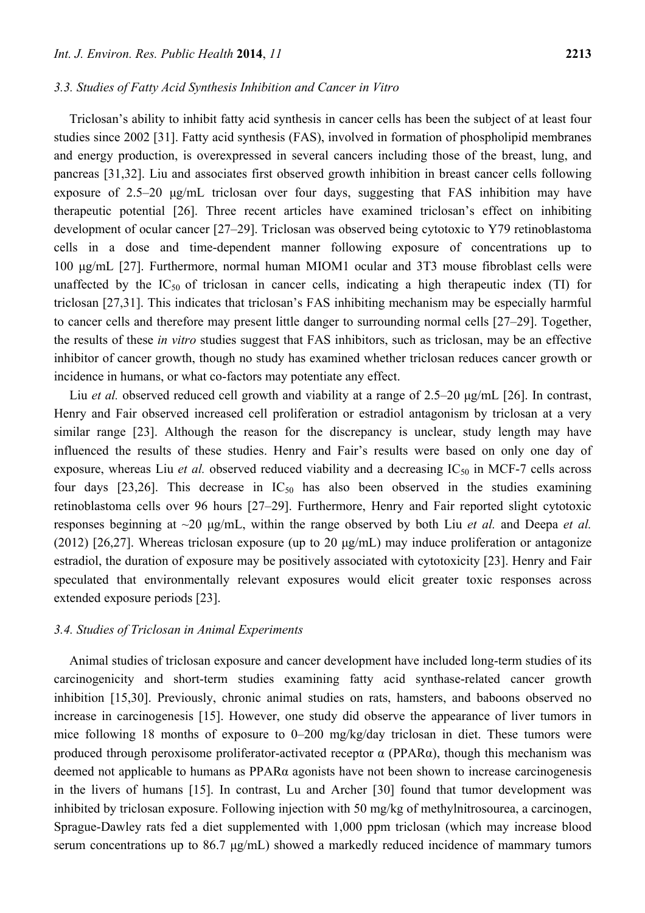### 3.3. Studies of Fatty Acid Synthesis Inhibition and Cancer in Vitro

Triclosan's ability to inhibit fatty acid synthesis in cancer cells has been the subject of at least four studies since 2002 [31]. Fatty acid synthesis (FAS), involved in formation of phospholipid membranes and energy production, is overexpressed in several cancers including those of the breast, lung, and pancreas [31,32]. Liu and associates first observed growth inhibition in breast cancer cells following exposure of 2.5–20 μg/mL triclosan over four days, suggesting that FAS inhibition may have therapeutic potential [26]. Three recent articles have examined triclosan's effect on inhibiting development of ocular cancer [27–29]. Triclosan was observed being cytotoxic to Y79 retinoblastoma cells in a dose and time-dependent manner following exposure of concentrations up to 100 μg/mL [27]. Furthermore, normal human MIOM1 ocular and 3T3 mouse fibroblast cells were unaffected by the $IC_{50}$ of triclosan in cancer cells, indicating a high therapeutic index (TI) for triclosan [27,31]. This indicates that triclosan's FAS inhibiting mechanism may be especially harmful to cancer cells and therefore may present little danger to surrounding normal cells [27–29]. Together, the results of these *in vitro* studies suggest that FAS inhibitors, such as triclosan, may be an effective inhibitor of cancer growth, though no study has examined whether triclosan reduces cancer growth or incidence in humans, or what co-factors may potentiate any effect.

Liu *et al.* observed reduced cell growth and viability at a range of 2.5–20 μg/mL [26]. In contrast, Henry and Fair observed increased cell proliferation or estradiol antagonism by triclosan at a very similar range [23]. Although the reason for the discrepancy is unclear, study length may have influenced the results of these studies. Henry and Fair's results were based on only one day of exposure, whereas Liu *et al.* observed reduced viability and a decreasing $IC_{50}$ in MCF-7 cells across four days [23,26]. This decrease in $IC_{50}$ has also been observed in the studies examining retinoblastoma cells over 96 hours [27–29]. Furthermore, Henry and Fair reported slight cytotoxic responses beginning at ~20 μg/mL, within the range observed by both Liu *et al.* and Deepa *et al.* (2012) [26,27]. Whereas triclosan exposure (up to 20 μg/mL) may induce proliferation or antagonize estradiol, the duration of exposure may be positively associated with cytotoxicity [23]. Henry and Fair speculated that environmentally relevant exposures would elicit greater toxic responses across extended exposure periods [23].

### 3.4. Studies of Triclosan in Animal Experiments

Animal studies of triclosan exposure and cancer development have included long-term studies of its carcinogenicity and short-term studies examining fatty acid synthase-related cancer growth inhibition [15,30]. Previously, chronic animal studies on rats, hamsters, and baboons observed no increase in carcinogenesis [15]. However, one study did observe the appearance of liver tumors in mice following 18 months of exposure to 0–200 mg/kg/day triclosan in diet. These tumors were produced through peroxisome proliferator-activated receptor α (PPARα), though this mechanism was deemed not applicable to humans as PPARα agonists have not been shown to increase carcinogenesis in the livers of humans [15]. In contrast, Lu and Archer [30] found that tumor development was inhibited by triclosan exposure. Following injection with 50 mg/kg of methylnitrosourea, a carcinogen, Sprague-Dawley rats fed a diet supplemented with 1,000 ppm triclosan (which may increase blood serum concentrations up to 86.7 μg/mL) showed a markedly reduced incidence of mammary tumors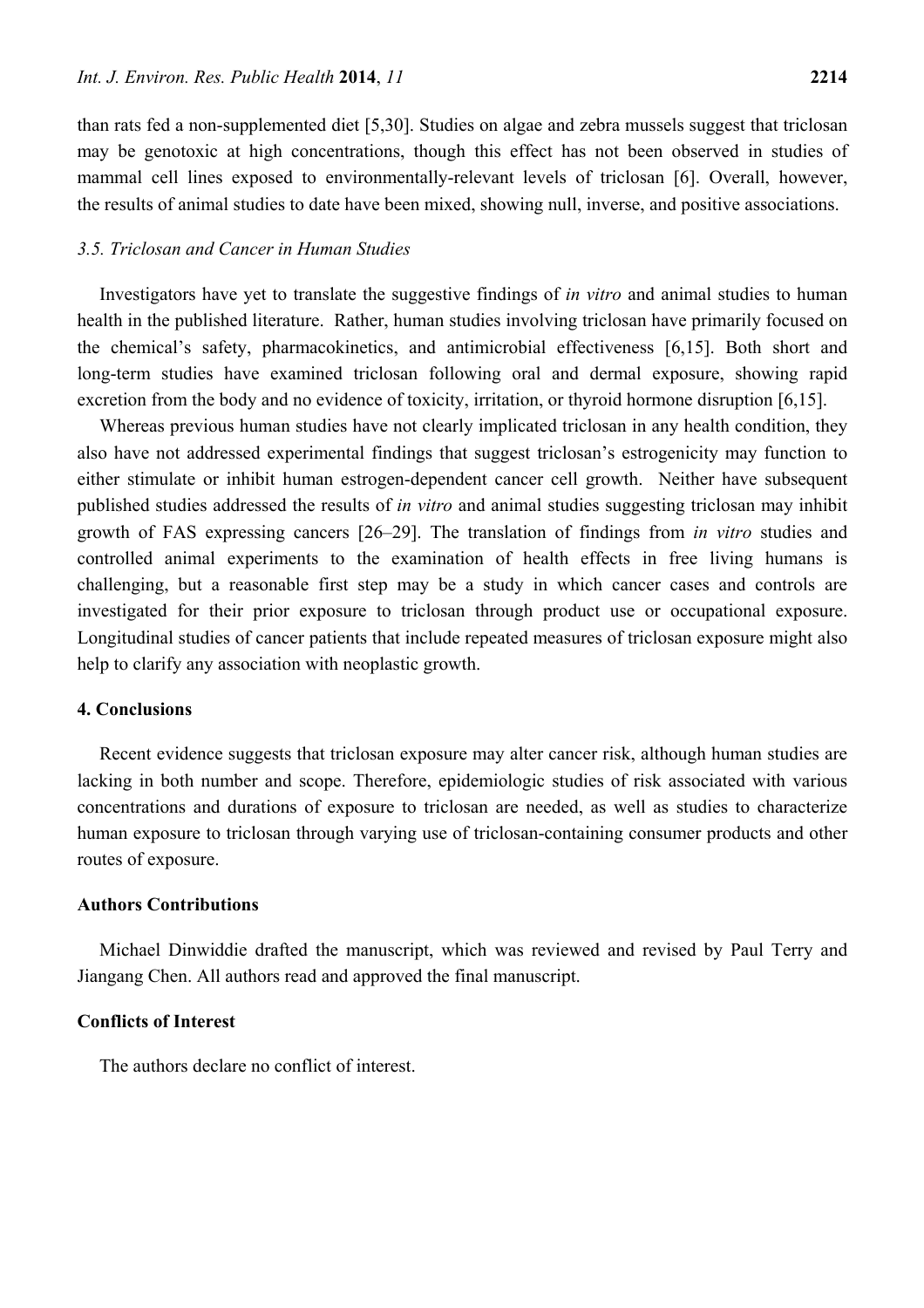than rats fed a non-supplemented diet [5,30]. Studies on algae and zebra mussels suggest that triclosan may be genotoxic at high concentrations, though this effect has not been observed in studies of mammal cell lines exposed to environmentally-relevant levels of triclosan [6]. Overall, however, the results of animal studies to date have been mixed, showing null, inverse, and positive associations.

### *3.5. Triclosan and Cancer in Human Studies*

Investigators have yet to translate the suggestive findings of *in vitro* and animal studies to human health in the published literature. Rather, human studies involving triclosan have primarily focused on the chemical's safety, pharmacokinetics, and antimicrobial effectiveness [6,15]. Both short and long-term studies have examined triclosan following oral and dermal exposure, showing rapid excretion from the body and no evidence of toxicity, irritation, or thyroid hormone disruption [6,15].

Whereas previous human studies have not clearly implicated triclosan in any health condition, they also have not addressed experimental findings that suggest triclosan's estrogenicity may function to either stimulate or inhibit human estrogen-dependent cancer cell growth. Neither have subsequent published studies addressed the results of *in vitro* and animal studies suggesting triclosan may inhibit growth of FAS expressing cancers [26–29]. The translation of findings from *in vitro* studies and controlled animal experiments to the examination of health effects in free living humans is challenging, but a reasonable first step may be a study in which cancer cases and controls are investigated for their prior exposure to triclosan through product use or occupational exposure. Longitudinal studies of cancer patients that include repeated measures of triclosan exposure might also help to clarify any association with neoplastic growth.

## 4. Conclusions

Recent evidence suggests that triclosan exposure may alter cancer risk, although human studies are lacking in both number and scope. Therefore, epidemiologic studies of risk associated with various concentrations and durations of exposure to triclosan are needed, as well as studies to characterize human exposure to triclosan through varying use of triclosan-containing consumer products and other routes of exposure.

## Authors Contributions

Michael Dinwiddie drafted the manuscript, which was reviewed and revised by Paul Terry and Jiangang Chen. All authors read and approved the final manuscript.

## Conflicts of Interest

The authors declare no conflict of interest.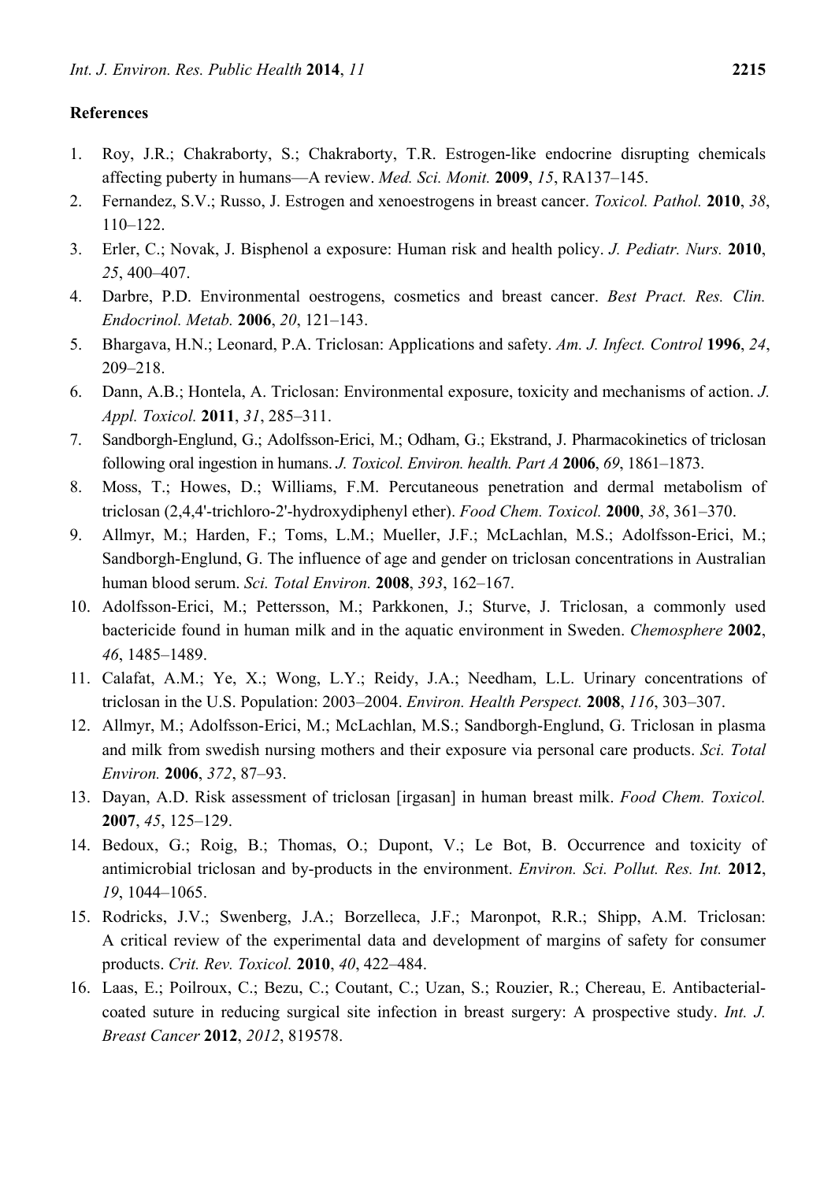## References

1. Roy, J.R.; Chakraborty, S.; Chakraborty, T.R. Estrogen-like endocrine disrupting chemicals affecting puberty in humans—A review. *Med. Sci. Monit.* **2009**, *15*, RA137–145.
2. Fernandez, S.V.; Russo, J. Estrogen and xenoestrogens in breast cancer. *Toxicol. Pathol.* **2010**, *38*, 110–122.
3. Erler, C.; Novak, J. Bisphenol a exposure: Human risk and health policy. *J. Pediatr. Nurs.* **2010**, *25*, 400–407.
4. Darbre, P.D. Environmental oestrogens, cosmetics and breast cancer. *Best Pract. Res. Clin. Endocrinol. Metab.* **2006**, *20*, 121–143.
5. Bhargava, H.N.; Leonard, P.A. Triclosan: Applications and safety. *Am. J. Infect. Control* **1996**, *24*, 209–218.
6. Dann, A.B.; Hontela, A. Triclosan: Environmental exposure, toxicity and mechanisms of action. *J. Appl. Toxicol.* **2011**, *31*, 285–311.
7. Sandborgh-Englund, G.; Adolfsson-Erici, M.; Odham, G.; Ekstrand, J. Pharmacokinetics of triclosan following oral ingestion in humans. *J. Toxicol. Environ. health. Part A* **2006**, *69*, 1861–1873.
8. Moss, T.; Howes, D.; Williams, F.M. Percutaneous penetration and dermal metabolism of triclosan (2,4,4'-trichloro-2'-hydroxydiphenyl ether). *Food Chem. Toxicol.* **2000**, *38*, 361–370.
9. Allmyr, M.; Harden, F.; Toms, L.M.; Mueller, J.F.; McLachlan, M.S.; Adolfsson-Erici, M.; Sandborgh-Englund, G. The influence of age and gender on triclosan concentrations in Australian human blood serum. *Sci. Total Environ.* **2008**, *393*, 162–167.
10. Adolfsson-Erici, M.; Pettersson, M.; Parkkonen, J.; Sturve, J. Triclosan, a commonly used bactericide found in human milk and in the aquatic environment in Sweden. *Chemosphere* **2002**, *46*, 1485–1489.
11. Calafat, A.M.; Ye, X.; Wong, L.Y.; Reidy, J.A.; Needham, L.L. Urinary concentrations of triclosan in the U.S. Population: 2003–2004. *Environ. Health Perspect.* **2008**, *116*, 303–307.
12. Allmyr, M.; Adolfsson-Erici, M.; McLachlan, M.S.; Sandborgh-Englund, G. Triclosan in plasma and milk from swedish nursing mothers and their exposure via personal care products. *Sci. Total Environ.* **2006**, *372*, 87–93.
13. Dayan, A.D. Risk assessment of triclosan [irgasan] in human breast milk. *Food Chem. Toxicol.* **2007**, *45*, 125–129.
14. Bedoux, G.; Roig, B.; Thomas, O.; Dupont, V.; Le Bot, B. Occurrence and toxicity of antimicrobial triclosan and by-products in the environment. *Environ. Sci. Pollut. Res. Int.* **2012**, *19*, 1044–1065.
15. Rodricks, J.V.; Swenberg, J.A.; Borzelleca, J.F.; Maronpot, R.R.; Shipp, A.M. Triclosan: A critical review of the experimental data and development of margins of safety for consumer products. *Crit. Rev. Toxicol.* **2010**, *40*, 422–484.
16. Laas, E.; Poilroux, C.; Bezu, C.; Coutant, C.; Uzan, S.; Rouzier, R.; Chereau, E. Antibacterial-coated suture in reducing surgical site infection in breast surgery: A prospective study. *Int. J. Breast Cancer* **2012**, *2012*, 819578.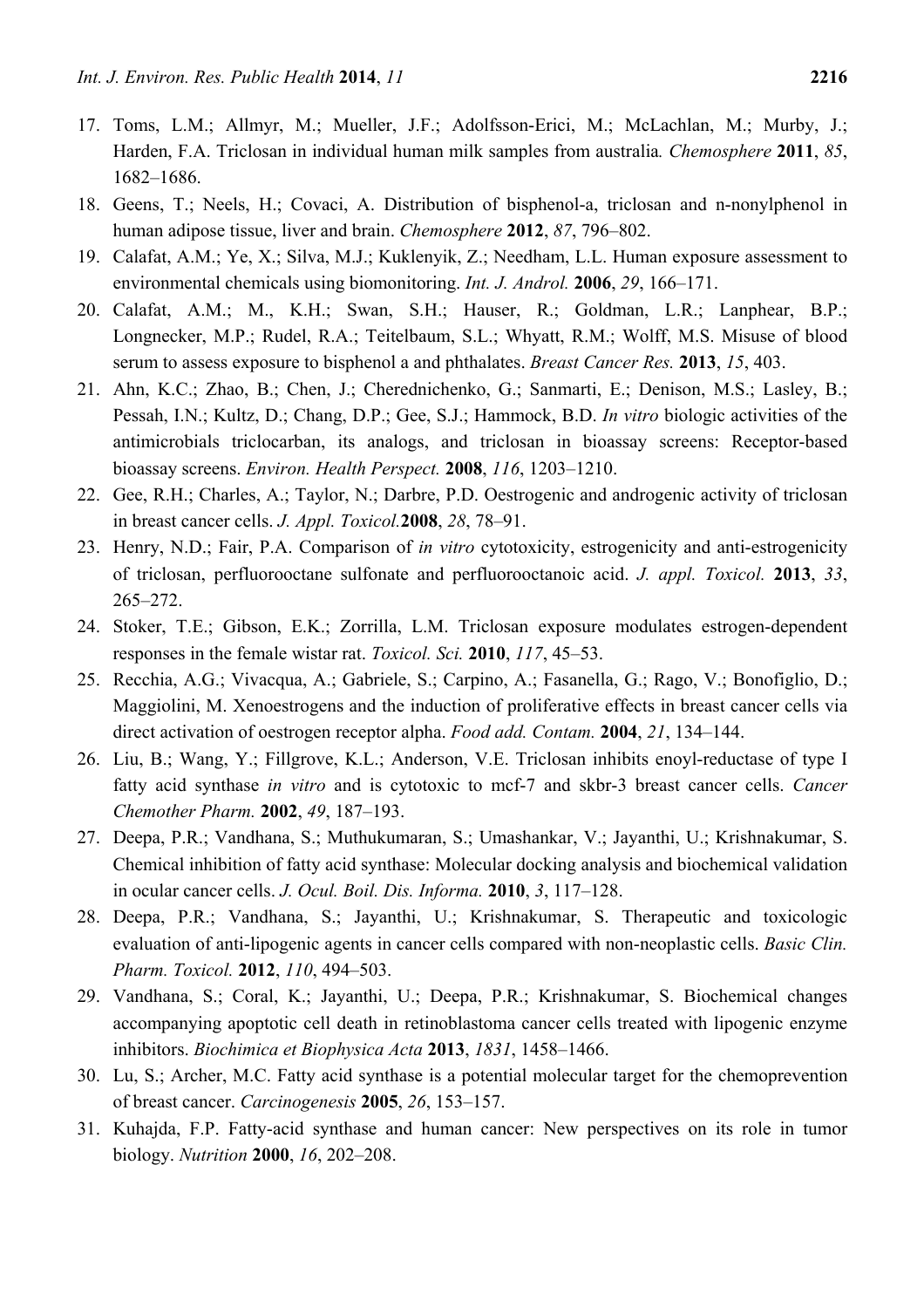17. Toms, L.M.; Allmyr, M.; Mueller, J.F.; Adolfsson-Erici, M.; McLachlan, M.; Murby, J.; Harden, F.A. Triclosan in individual human milk samples from australia. *Chemosphere* **2011**, *85*, 1682–1686.
18. Geens, T.; Neels, H.; Covaci, A. Distribution of bisphenol-a, triclosan and n-nonylphenol in human adipose tissue, liver and brain. *Chemosphere* **2012**, *87*, 796–802.
19. Calafat, A.M.; Ye, X.; Silva, M.J.; Kuklenyik, Z.; Needham, L.L. Human exposure assessment to environmental chemicals using biomonitoring. *Int. J. Androl.* **2006**, *29*, 166–171.
20. Calafat, A.M.; M., K.H.; Swan, S.H.; Hauser, R.; Goldman, L.R.; Lanphear, B.P.; Longnecker, M.P.; Rudel, R.A.; Teitelbaum, S.L.; Whyatt, R.M.; Wolff, M.S. Misuse of blood serum to assess exposure to bisphenol a and phthalates. *Breast Cancer Res.* **2013**, *15*, 403.
21. Ahn, K.C.; Zhao, B.; Chen, J.; Cherednichenko, G.; Sanmarti, E.; Denison, M.S.; Lasley, B.; Pessah, I.N.; Kultz, D.; Chang, D.P.; Gee, S.J.; Hammock, B.D. *In vitro* biologic activities of the antimicrobials triclocarban, its analogs, and triclosan in bioassay screens: Receptor-based bioassay screens. *Environ. Health Perspect.* **2008**, *116*, 1203–1210.
22. Gee, R.H.; Charles, A.; Taylor, N.; Darbre, P.D. Oestrogenic and androgenic activity of triclosan in breast cancer cells. *J. Appl. Toxicol.***2008**, *28*, 78–91.
23. Henry, N.D.; Fair, P.A. Comparison of *in vitro* cytotoxicity, estrogenicity and anti-estrogenicity of triclosan, perfluorooctane sulfonate and perfluorooctanoic acid. *J. appl. Toxicol.* **2013**, *33*, 265–272.
24. Stoker, T.E.; Gibson, E.K.; Zorrilla, L.M. Triclosan exposure modulates estrogen-dependent responses in the female wistar rat. *Toxicol. Sci.* **2010**, *117*, 45–53.
25. Recchia, A.G.; Vivacqua, A.; Gabriele, S.; Carpino, A.; Fasanella, G.; Rago, V.; Bonofiglio, D.; Maggiolini, M. Xenoestrogens and the induction of proliferative effects in breast cancer cells via direct activation of oestrogen receptor alpha. *Food add. Contam.* **2004**, *21*, 134–144.
26. Liu, B.; Wang, Y.; Fillgrove, K.L.; Anderson, V.E. Triclosan inhibits enoyl-reductase of type I fatty acid synthase *in vitro* and is cytotoxic to mcf-7 and skbr-3 breast cancer cells. *Cancer Chemother Pharm.* **2002**, *49*, 187–193.
27. Deepa, P.R.; Vandhana, S.; Muthukumaran, S.; Umashankar, V.; Jayanthi, U.; Krishnakumar, S. Chemical inhibition of fatty acid synthase: Molecular docking analysis and biochemical validation in ocular cancer cells. *J. Ocul. Boil. Dis. Informa.* **2010**, *3*, 117–128.
28. Deepa, P.R.; Vandhana, S.; Jayanthi, U.; Krishnakumar, S. Therapeutic and toxicologic evaluation of anti-lipogenic agents in cancer cells compared with non-neoplastic cells. *Basic Clin. Pharm. Toxicol.* **2012**, *110*, 494–503.
29. Vandhana, S.; Coral, K.; Jayanthi, U.; Deepa, P.R.; Krishnakumar, S. Biochemical changes accompanying apoptotic cell death in retinoblastoma cancer cells treated with lipogenic enzyme inhibitors. *Biochimica et Biophysica Acta* **2013**, *1831*, 1458–1466.
30. Lu, S.; Archer, M.C. Fatty acid synthase is a potential molecular target for the chemoprevention of breast cancer. *Carcinogenesis* **2005**, *26*, 153–157.
31. Kuhajda, F.P. Fatty-acid synthase and human cancer: New perspectives on its role in tumor biology. *Nutrition* **2000**, *16*, 202–208.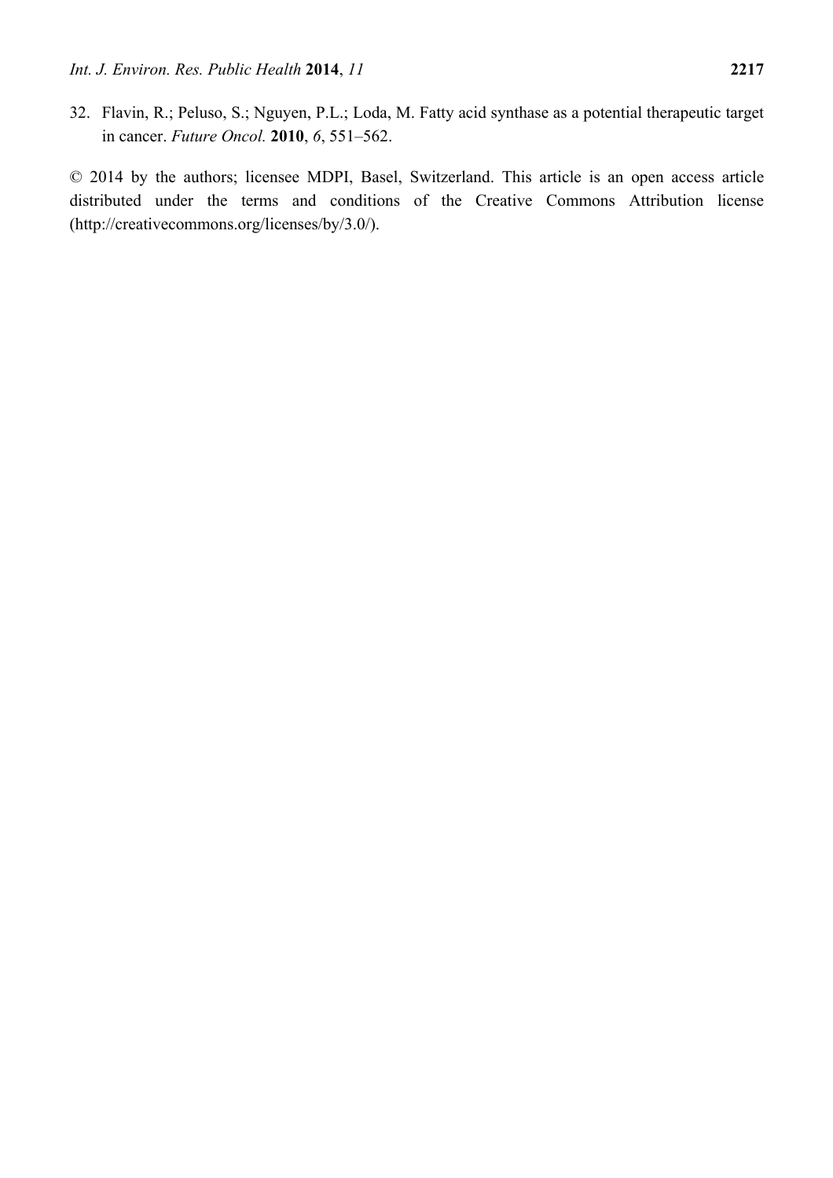32. Flavin, R.; Peluso, S.; Nguyen, P.L.; Loda, M. Fatty acid synthase as a potential therapeutic target in cancer. *Future Oncol.* **2010**, *6*, 551–562.

© 2014 by the authors; licensee MDPI, Basel, Switzerland. This article is an open access article distributed under the terms and conditions of the Creative Commons Attribution license (http://creativecommons.org/licenses/by/3.0/).